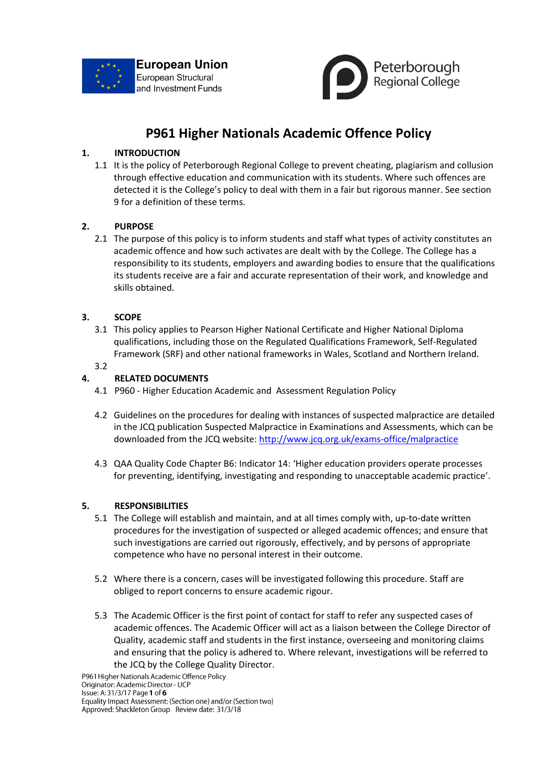European Union
European Structural and Investment Funds

Peterborough Regional College

# P961 Higher Nationals Academic Offence Policy

## 1. INTRODUCTION

1.1 It is the policy of Peterborough Regional College to prevent cheating, plagiarism and collusion through effective education and communication with its students. Where such offences are detected it is the College's policy to deal with them in a fair but rigorous manner. See section 9 for a definition of these terms.

## 2. PURPOSE

2.1 The purpose of this policy is to inform students and staff what types of activity constitutes an academic offence and how such activates are dealt with by the College. The College has a responsibility to its students, employers and awarding bodies to ensure that the qualifications its students receive are a fair and accurate representation of their work, and knowledge and skills obtained.

## 3. SCOPE

3.1 This policy applies to Pearson Higher National Certificate and Higher National Diploma qualifications, including those on the Regulated Qualifications Framework, Self-Regulated Framework (SRF) and other national frameworks in Wales, Scotland and Northern Ireland.

3.2

## 4. RELATED DOCUMENTS

4.1 P960 - Higher Education Academic and Assessment Regulation Policy

4.2 Guidelines on the procedures for dealing with instances of suspected malpractice are detailed in the JCQ publication Suspected Malpractice in Examinations and Assessments, which can be downloaded from the JCQ website: http://www.jcq.org.uk/exams-office/malpractice

4.3 QAA Quality Code Chapter B6: Indicator 14: 'Higher education providers operate processes for preventing, identifying, investigating and responding to unacceptable academic practice'.

## 5. RESPONSIBILITIES

5.1 The College will establish and maintain, and at all times comply with, up-to-date written procedures for the investigation of suspected or alleged academic offences; and ensure that such investigations are carried out rigorously, effectively, and by persons of appropriate competence who have no personal interest in their outcome.

5.2 Where there is a concern, cases will be investigated following this procedure. Staff are obliged to report concerns to ensure academic rigour.

5.3 The Academic Officer is the first point of contact for staff to refer any suspected cases of academic offences. The Academic Officer will act as a liaison between the College Director of Quality, academic staff and students in the first instance, overseeing and monitoring claims and ensuring that the policy is adhered to. Where relevant, investigations will be referred to the JCQ by the College Quality Director.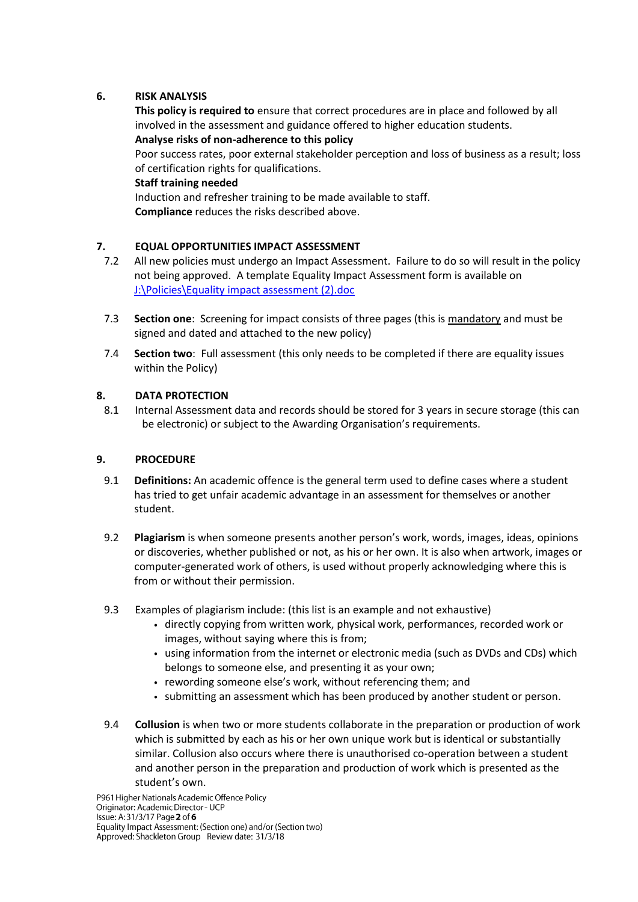## 6. RISK ANALYSIS

**This policy is required to** ensure that correct procedures are in place and followed by all involved in the assessment and guidance offered to higher education students.

**Analyse risks of non-adherence to this policy**

Poor success rates, poor external stakeholder perception and loss of business as a result; loss of certification rights for qualifications.

**Staff training needed**

Induction and refresher training to be made available to staff.

**Compliance** reduces the risks described above.

## 7. EQUAL OPPORTUNITIES IMPACT ASSESSMENT

7.2 All new policies must undergo an Impact Assessment. Failure to do so will result in the policy not being approved. A template Equality Impact Assessment form is available on J:\Policies\Equality impact assessment (2).doc

7.3 **Section one**: Screening for impact consists of three pages (this is mandatory and must be signed and dated and attached to the new policy)

7.4 **Section two**: Full assessment (this only needs to be completed if there are equality issues within the Policy)

## 8. DATA PROTECTION

8.1 Internal Assessment data and records should be stored for 3 years in secure storage (this can be electronic) or subject to the Awarding Organisation's requirements.

## 9. PROCEDURE

9.1 **Definitions:** An academic offence is the general term used to define cases where a student has tried to get unfair academic advantage in an assessment for themselves or another student.

9.2 **Plagiarism** is when someone presents another person's work, words, images, ideas, opinions or discoveries, whether published or not, as his or her own. It is also when artwork, images or computer-generated work of others, is used without properly acknowledging where this is from or without their permission.

9.3 Examples of plagiarism include: (this list is an example and not exhaustive)

- directly copying from written work, physical work, performances, recorded work or images, without saying where this is from;
- using information from the internet or electronic media (such as DVDs and CDs) which belongs to someone else, and presenting it as your own;
- rewording someone else's work, without referencing them; and
- submitting an assessment which has been produced by another student or person.

9.4 **Collusion** is when two or more students collaborate in the preparation or production of work which is submitted by each as his or her own unique work but is identical or substantially similar. Collusion also occurs where there is unauthorised co-operation between a student and another person in the preparation and production of work which is presented as the student's own.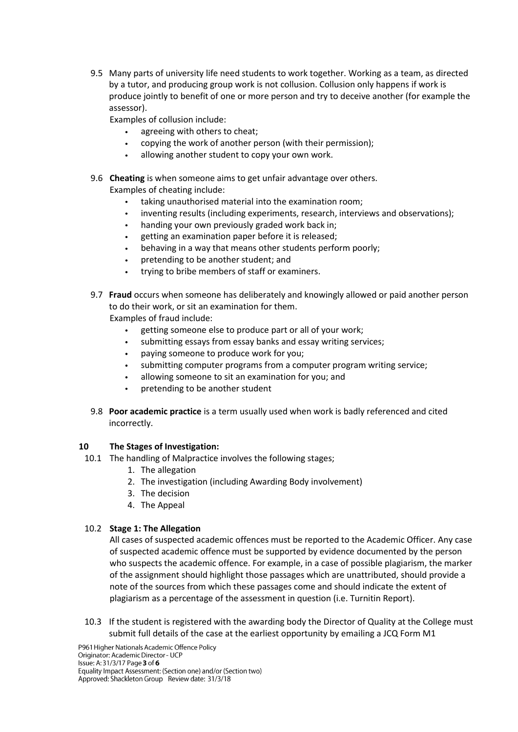9.5 Many parts of university life need students to work together. Working as a team, as directed by a tutor, and producing group work is not collusion. Collusion only happens if work is produce jointly to benefit of one or more person and try to deceive another (for example the assessor).

Examples of collusion include:

- agreeing with others to cheat;
- copying the work of another person (with their permission);
- allowing another student to copy your own work.

9.6 **Cheating** is when someone aims to get unfair advantage over others.

Examples of cheating include:

- taking unauthorised material into the examination room;
- inventing results (including experiments, research, interviews and observations);
- handing your own previously graded work back in;
- getting an examination paper before it is released;
- behaving in a way that means other students perform poorly;
- pretending to be another student; and
- trying to bribe members of staff or examiners.

9.7 **Fraud** occurs when someone has deliberately and knowingly allowed or paid another person to do their work, or sit an examination for them.

Examples of fraud include:

- getting someone else to produce part or all of your work;
- submitting essays from essay banks and essay writing services;
- paying someone to produce work for you;
- submitting computer programs from a computer program writing service;
- allowing someone to sit an examination for you; and
- pretending to be another student

9.8 **Poor academic practice** is a term usually used when work is badly referenced and cited incorrectly.

## 10 The Stages of Investigation:

10.1 The handling of Malpractice involves the following stages;

1. The allegation
2. The investigation (including Awarding Body involvement)
3. The decision
4. The Appeal

10.2 **Stage 1: The Allegation**

All cases of suspected academic offences must be reported to the Academic Officer. Any case of suspected academic offence must be supported by evidence documented by the person who suspects the academic offence. For example, in a case of possible plagiarism, the marker of the assignment should highlight those passages which are unattributed, should provide a note of the sources from which these passages come and should indicate the extent of plagiarism as a percentage of the assessment in question (i.e. Turnitin Report).

10.3 If the student is registered with the awarding body the Director of Quality at the College must submit full details of the case at the earliest opportunity by emailing a JCQ Form M1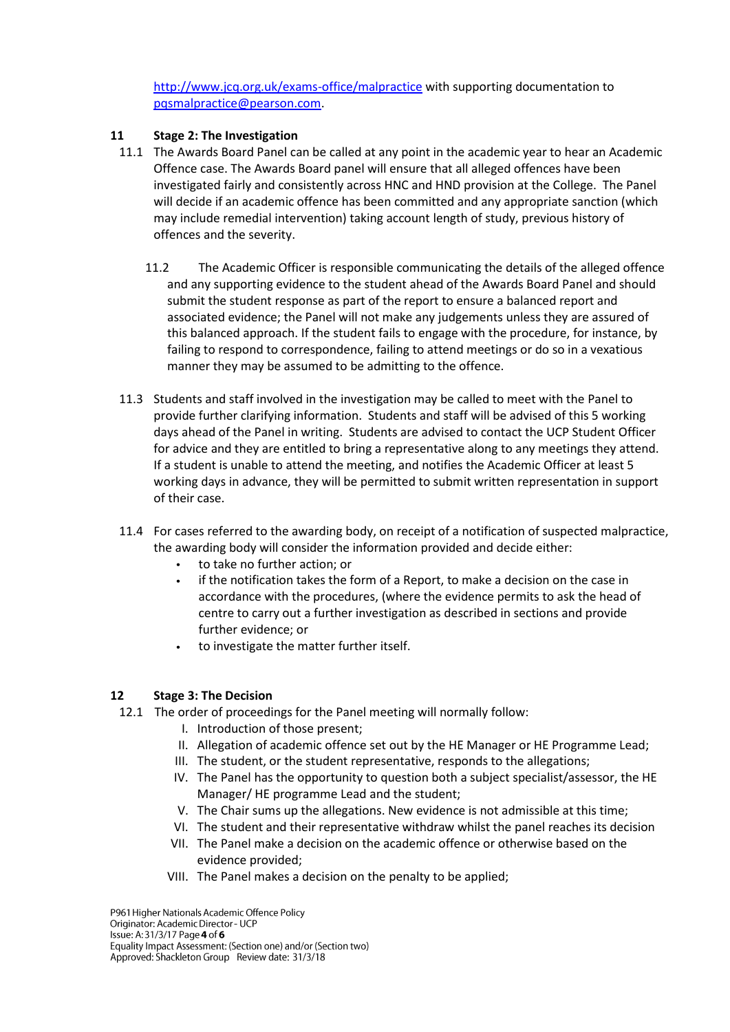http://www.jcq.org.uk/exams-office/malpractice with supporting documentation to pqsmalpractice@pearson.com.

## 11 Stage 2: The Investigation

11.1 The Awards Board Panel can be called at any point in the academic year to hear an Academic Offence case. The Awards Board panel will ensure that all alleged offences have been investigated fairly and consistently across HNC and HND provision at the College. The Panel will decide if an academic offence has been committed and any appropriate sanction (which may include remedial intervention) taking account length of study, previous history of offences and the severity.

11.2 The Academic Officer is responsible communicating the details of the alleged offence and any supporting evidence to the student ahead of the Awards Board Panel and should submit the student response as part of the report to ensure a balanced report and associated evidence; the Panel will not make any judgements unless they are assured of this balanced approach. If the student fails to engage with the procedure, for instance, by failing to respond to correspondence, failing to attend meetings or do so in a vexatious manner they may be assumed to be admitting to the offence.

11.3 Students and staff involved in the investigation may be called to meet with the Panel to provide further clarifying information. Students and staff will be advised of this 5 working days ahead of the Panel in writing. Students are advised to contact the UCP Student Officer for advice and they are entitled to bring a representative along to any meetings they attend. If a student is unable to attend the meeting, and notifies the Academic Officer at least 5 working days in advance, they will be permitted to submit written representation in support of their case.

11.4 For cases referred to the awarding body, on receipt of a notification of suspected malpractice, the awarding body will consider the information provided and decide either:

- to take no further action; or
- if the notification takes the form of a Report, to make a decision on the case in accordance with the procedures, (where the evidence permits to ask the head of centre to carry out a further investigation as described in sections and provide further evidence; or
- to investigate the matter further itself.

## 12 Stage 3: The Decision

12.1 The order of proceedings for the Panel meeting will normally follow:

I. Introduction of those present;
II. Allegation of academic offence set out by the HE Manager or HE Programme Lead;
III. The student, or the student representative, responds to the allegations;
IV. The Panel has the opportunity to question both a subject specialist/assessor, the HE Manager/ HE programme Lead and the student;
V. The Chair sums up the allegations. New evidence is not admissible at this time;
VI. The student and their representative withdraw whilst the panel reaches its decision
VII. The Panel make a decision on the academic offence or otherwise based on the evidence provided;
VIII. The Panel makes a decision on the penalty to be applied;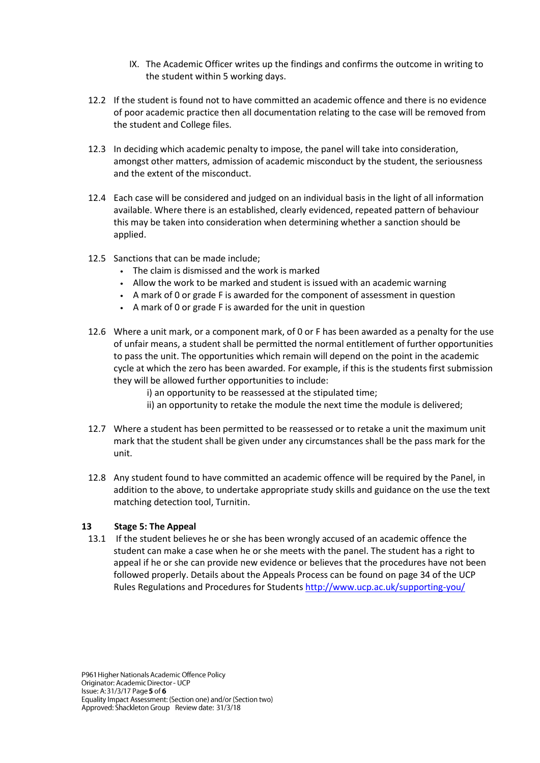IX. The Academic Officer writes up the findings and confirms the outcome in writing to the student within 5 working days.

12.2 If the student is found not to have committed an academic offence and there is no evidence of poor academic practice then all documentation relating to the case will be removed from the student and College files.

12.3 In deciding which academic penalty to impose, the panel will take into consideration, amongst other matters, admission of academic misconduct by the student, the seriousness and the extent of the misconduct.

12.4 Each case will be considered and judged on an individual basis in the light of all information available. Where there is an established, clearly evidenced, repeated pattern of behaviour this may be taken into consideration when determining whether a sanction should be applied.

12.5 Sanctions that can be made include;

- The claim is dismissed and the work is marked
- Allow the work to be marked and student is issued with an academic warning
- A mark of 0 or grade F is awarded for the component of assessment in question
- A mark of 0 or grade F is awarded for the unit in question

12.6 Where a unit mark, or a component mark, of 0 or F has been awarded as a penalty for the use of unfair means, a student shall be permitted the normal entitlement of further opportunities to pass the unit. The opportunities which remain will depend on the point in the academic cycle at which the zero has been awarded. For example, if this is the students first submission they will be allowed further opportunities to include:

i) an opportunity to be reassessed at the stipulated time;
ii) an opportunity to retake the module the next time the module is delivered;

12.7 Where a student has been permitted to be reassessed or to retake a unit the maximum unit mark that the student shall be given under any circumstances shall be the pass mark for the unit.

12.8 Any student found to have committed an academic offence will be required by the Panel, in addition to the above, to undertake appropriate study skills and guidance on the use the text matching detection tool, Turnitin.

## 13 Stage 5: The Appeal

13.1 If the student believes he or she has been wrongly accused of an academic offence the student can make a case when he or she meets with the panel. The student has a right to appeal if he or she can provide new evidence or believes that the procedures have not been followed properly. Details about the Appeals Process can be found on page 34 of the UCP Rules Regulations and Procedures for Students http://www.ucp.ac.uk/supporting-you/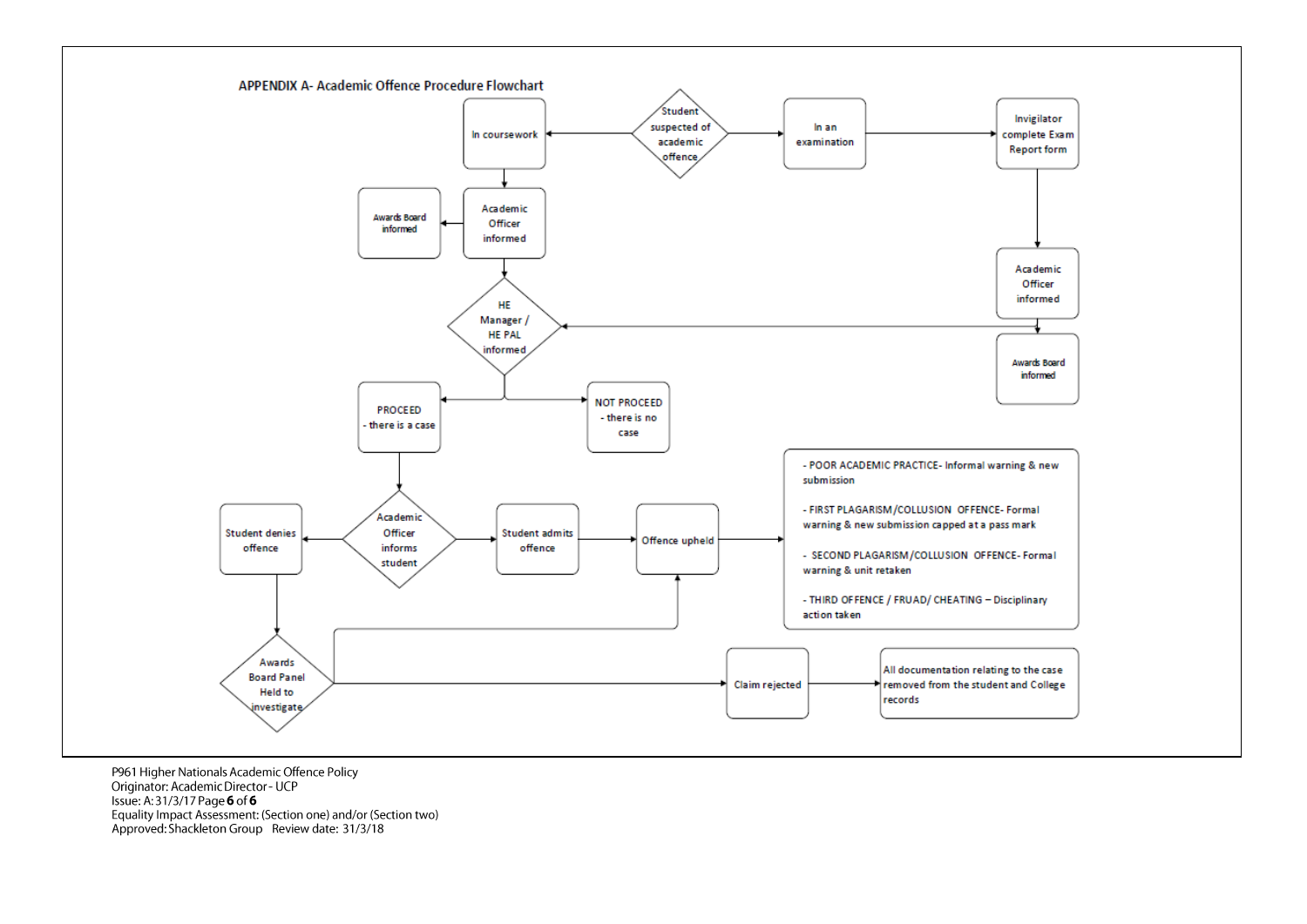APPENDIX A- Academic Offence Procedure Flowchart

Student suspected of academic offence

In coursework

In an examination

Invigilator complete Exam Report form

Academic Officer informed

Awards Board informed

Academic Officer informed

Awards Board informed

HE Manager / HE PAL informed

PROCEED - there is a case

NOT PROCEED - there is no case

Academic Officer informs student

Student denies offence

Student admits offence

Offence upheld

- POOR ACADEMIC PRACTICE- Informal warning & new submission

- FIRST PLAGARISM/COLLUSION OFFENCE- Formal warning & new submission capped at a pass mark

- SECOND PLAGARISM/COLLUSION OFFENCE- Formal warning & unit retaken

- THIRD OFFENCE / FRUAD/ CHEATING – Disciplinary action taken

Awards Board Panel Held to investigate

Claim rejected

All documentation relating to the case removed from the student and College records

P961 Higher Nationals Academic Offence Policy
Originator: Academic Director - UCP
Issue: A: 31/3/17
Equality Impact Assessment: (Section one) and/or (Section two)
Approved: Shackleton Group Review date: 31/3/18